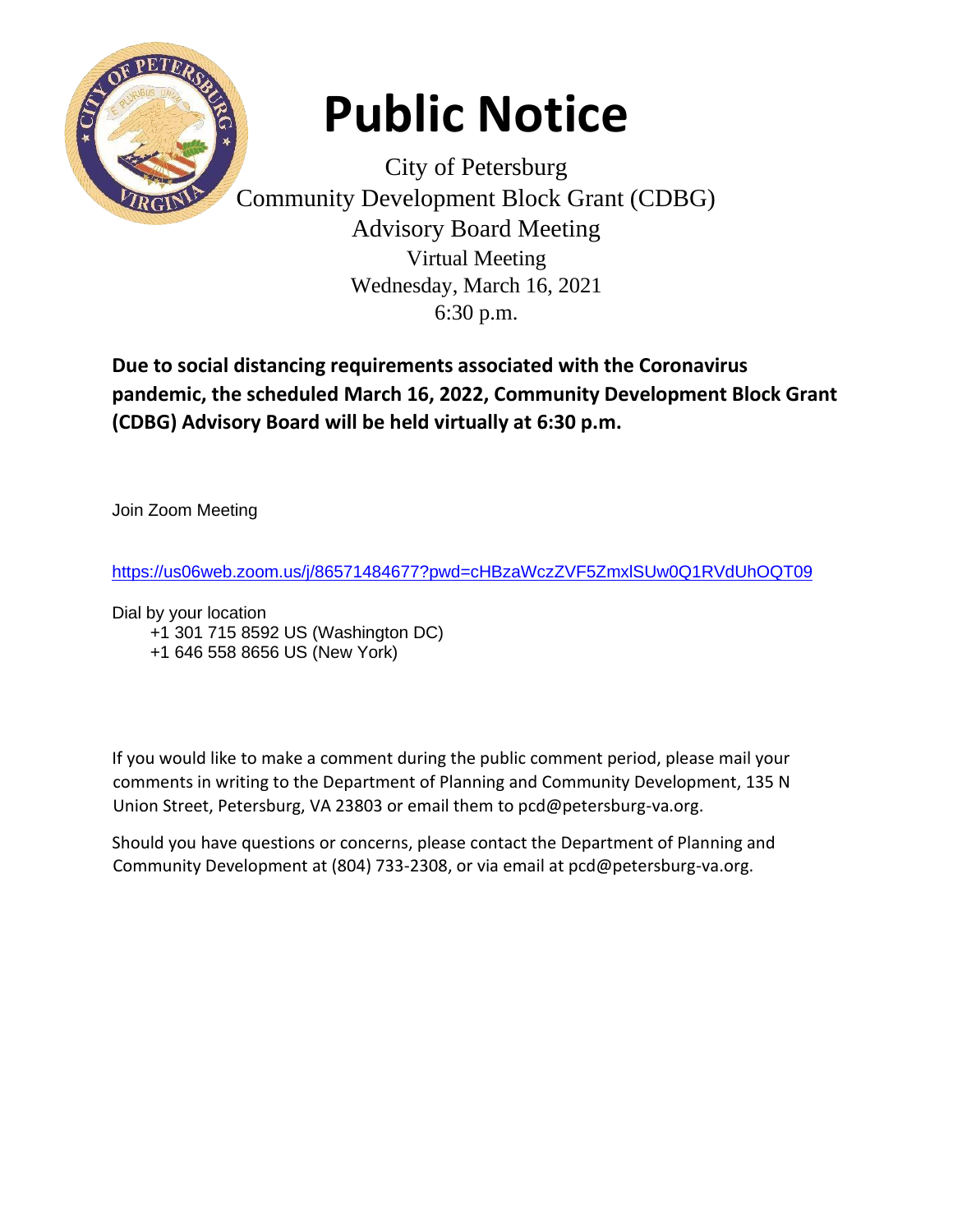# Public Notice

City of Petersburg
Community Development Block Grant (CDBG)
Advisory Board Meeting
Virtual Meeting
Wednesday, March 16, 2021
6:30 p.m.

**Due to social distancing requirements associated with the Coronavirus pandemic, the scheduled March 16, 2022, Community Development Block Grant (CDBG) Advisory Board will be held virtually at 6:30 p.m.**

Join Zoom Meeting

https://us06web.zoom.us/j/86571484677?pwd=cHBzaWczZVF5ZmxlSUw0Q1RVdUhOQT09

Dial by your location
+1 301 715 8592 US (Washington DC)
+1 646 558 8656 US (New York)

If you would like to make a comment during the public comment period, please mail your comments in writing to the Department of Planning and Community Development, 135 N Union Street, Petersburg, VA 23803 or email them to pcd@petersburg-va.org.

Should you have questions or concerns, please contact the Department of Planning and Community Development at (804) 733-2308, or via email at pcd@petersburg-va.org.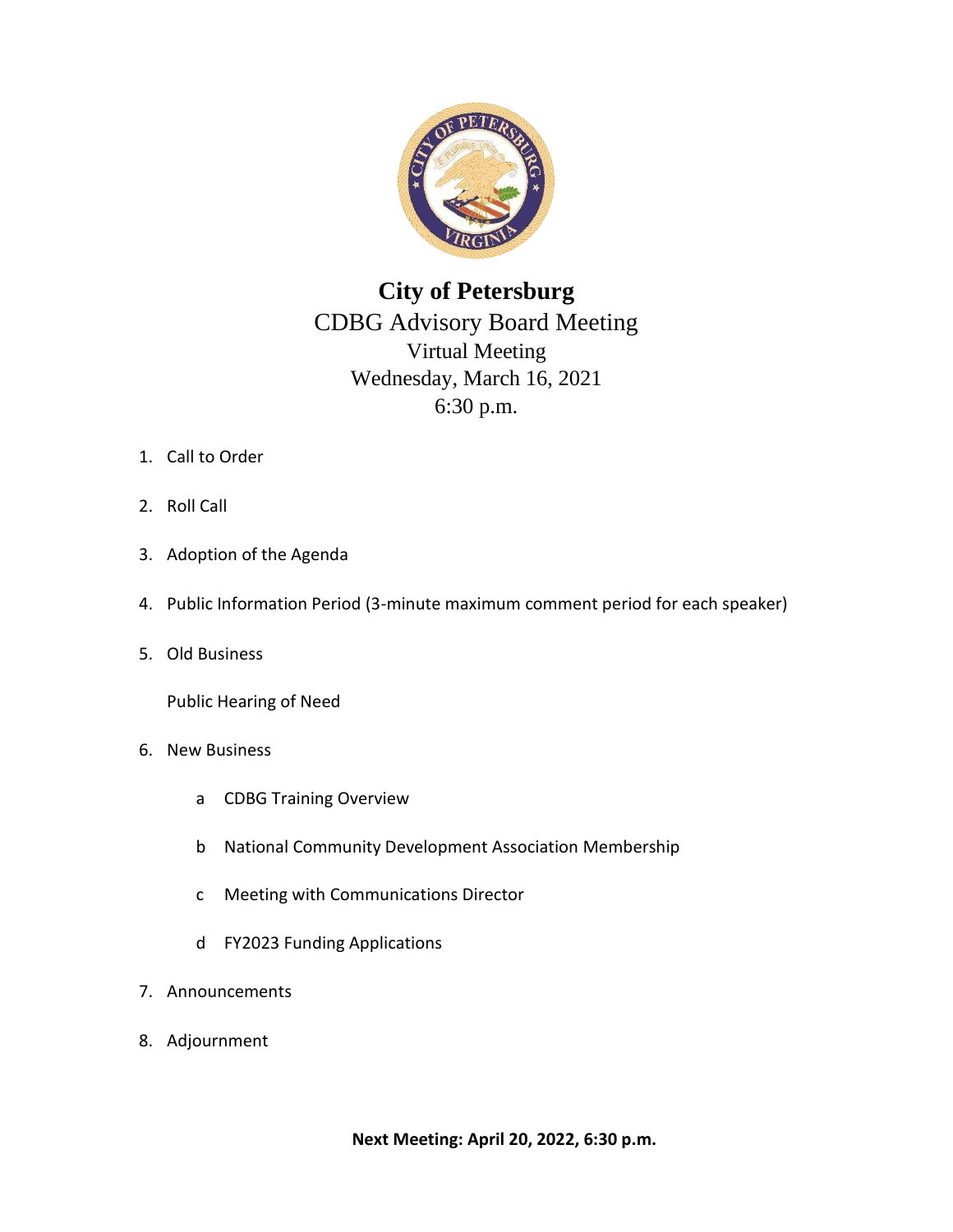# City of Petersburg

## CDBG Advisory Board Meeting

Virtual Meeting

Wednesday, March 16, 2021

6:30 p.m.

1. Call to Order
2. Roll Call
3. Adoption of the Agenda
4. Public Information Period (3-minute maximum comment period for each speaker)
5. Old Business

   Public Hearing of Need

6. New Business

   a CDBG Training Overview

   b National Community Development Association Membership

   c Meeting with Communications Director

   d FY2023 Funding Applications

7. Announcements
8. Adjournment

**Next Meeting: April 20, 2022, 6:30 p.m.**